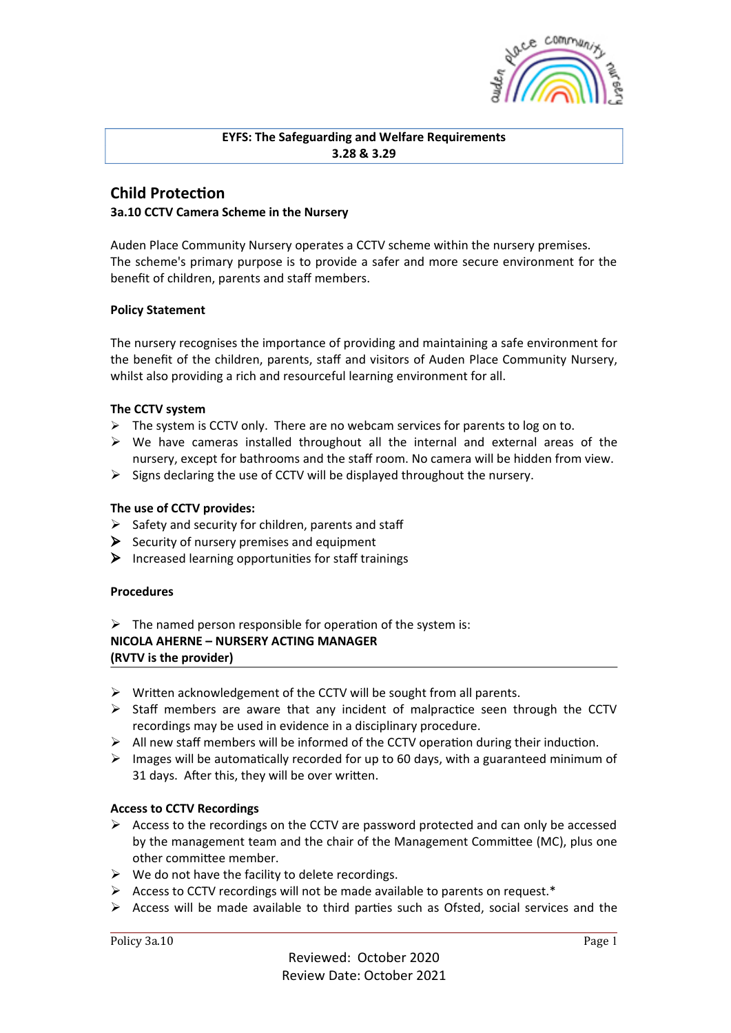**EYFS: The Safeguarding and Welfare Requirements**
**3.28 & 3.29**

## Child Protection

### 3a.10 CCTV Camera Scheme in the Nursery

Auden Place Community Nursery operates a CCTV scheme within the nursery premises. The scheme's primary purpose is to provide a safer and more secure environment for the benefit of children, parents and staff members.

**Policy Statement**

The nursery recognises the importance of providing and maintaining a safe environment for the benefit of the children, parents, staff and visitors of Auden Place Community Nursery, whilst also providing a rich and resourceful learning environment for all.

**The CCTV system**

- The system is CCTV only. There are no webcam services for parents to log on to.
- We have cameras installed throughout all the internal and external areas of the nursery, except for bathrooms and the staff room. No camera will be hidden from view.
- Signs declaring the use of CCTV will be displayed throughout the nursery.

**The use of CCTV provides:**

- Safety and security for children, parents and staff
- Security of nursery premises and equipment
- Increased learning opportunities for staff trainings

**Procedures**

- The named person responsible for operation of the system is:

**NICOLA AHERNE – NURSERY ACTING MANAGER**
**(RVTV is the provider)**

---

- Written acknowledgement of the CCTV will be sought from all parents.
- Staff members are aware that any incident of malpractice seen through the CCTV recordings may be used in evidence in a disciplinary procedure.
- All new staff members will be informed of the CCTV operation during their induction.
- Images will be automatically recorded for up to 60 days, with a guaranteed minimum of 31 days. After this, they will be over written.

**Access to CCTV Recordings**

- Access to the recordings on the CCTV are password protected and can only be accessed by the management team and the chair of the Management Committee (MC), plus one other committee member.
- We do not have the facility to delete recordings.
- Access to CCTV recordings will not be made available to parents on request.*
- Access will be made available to third parties such as Ofsted, social services and the

Reviewed: October 2020
Review Date: October 2021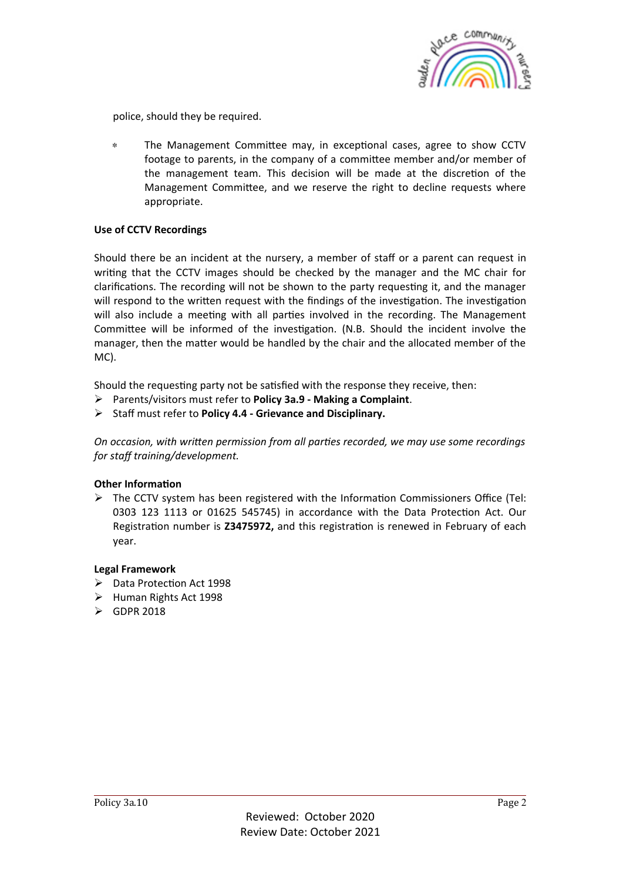police, should they be required.

- The Management Committee may, in exceptional cases, agree to show CCTV footage to parents, in the company of a committee member and/or member of the management team. This decision will be made at the discretion of the Management Committee, and we reserve the right to decline requests where appropriate.

**Use of CCTV Recordings**

Should there be an incident at the nursery, a member of staff or a parent can request in writing that the CCTV images should be checked by the manager and the MC chair for clarifications. The recording will not be shown to the party requesting it, and the manager will respond to the written request with the findings of the investigation. The investigation will also include a meeting with all parties involved in the recording. The Management Committee will be informed of the investigation. (N.B. Should the incident involve the manager, then the matter would be handled by the chair and the allocated member of the MC).

Should the requesting party not be satisfied with the response they receive, then:

- Parents/visitors must refer to **Policy 3a.9 - Making a Complaint**.
- Staff must refer to **Policy 4.4 - Grievance and Disciplinary.**

*On occasion, with written permission from all parties recorded, we may use some recordings for staff training/development.*

**Other Information**

- The CCTV system has been registered with the Information Commissioners Office (Tel: 0303 123 1113 or 01625 545745) in accordance with the Data Protection Act. Our Registration number is **Z3475972,** and this registration is renewed in February of each year.

**Legal Framework**

- Data Protection Act 1998
- Human Rights Act 1998
- GDPR 2018

Reviewed: October 2020
Review Date: October 2021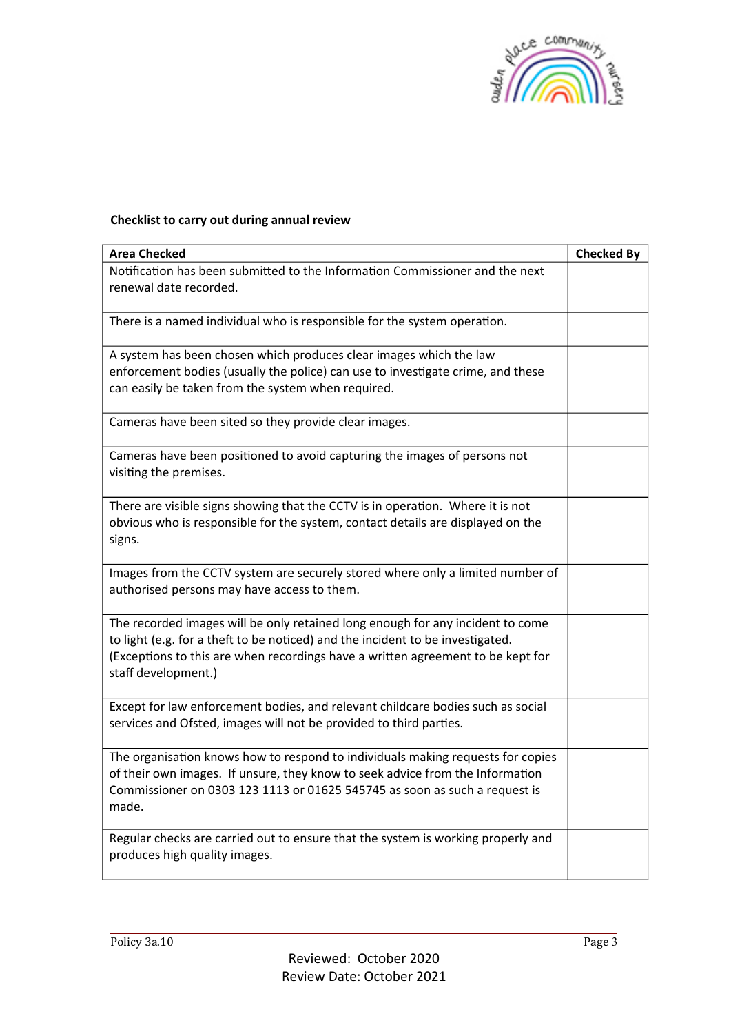**Checklist to carry out during annual review**

| Area Checked | Checked By |
|---|---|
| Notification has been submitted to the Information Commissioner and the next renewal date recorded. | |
| There is a named individual who is responsible for the system operation. | |
| A system has been chosen which produces clear images which the law enforcement bodies (usually the police) can use to investigate crime, and these can easily be taken from the system when required. | |
| Cameras have been sited so they provide clear images. | |
| Cameras have been positioned to avoid capturing the images of persons not visiting the premises. | |
| There are visible signs showing that the CCTV is in operation. Where it is not obvious who is responsible for the system, contact details are displayed on the signs. | |
| Images from the CCTV system are securely stored where only a limited number of authorised persons may have access to them. | |
| The recorded images will be only retained long enough for any incident to come to light (e.g. for a theft to be noticed) and the incident to be investigated. (Exceptions to this are when recordings have a written agreement to be kept for staff development.) | |
| Except for law enforcement bodies, and relevant childcare bodies such as social services and Ofsted, images will not be provided to third parties. | |
| The organisation knows how to respond to individuals making requests for copies of their own images. If unsure, they know to seek advice from the Information Commissioner on 0303 123 1113 or 01625 545745 as soon as such a request is made. | |
| Regular checks are carried out to ensure that the system is working properly and produces high quality images. | |

Reviewed: October 2020
Review Date: October 2021